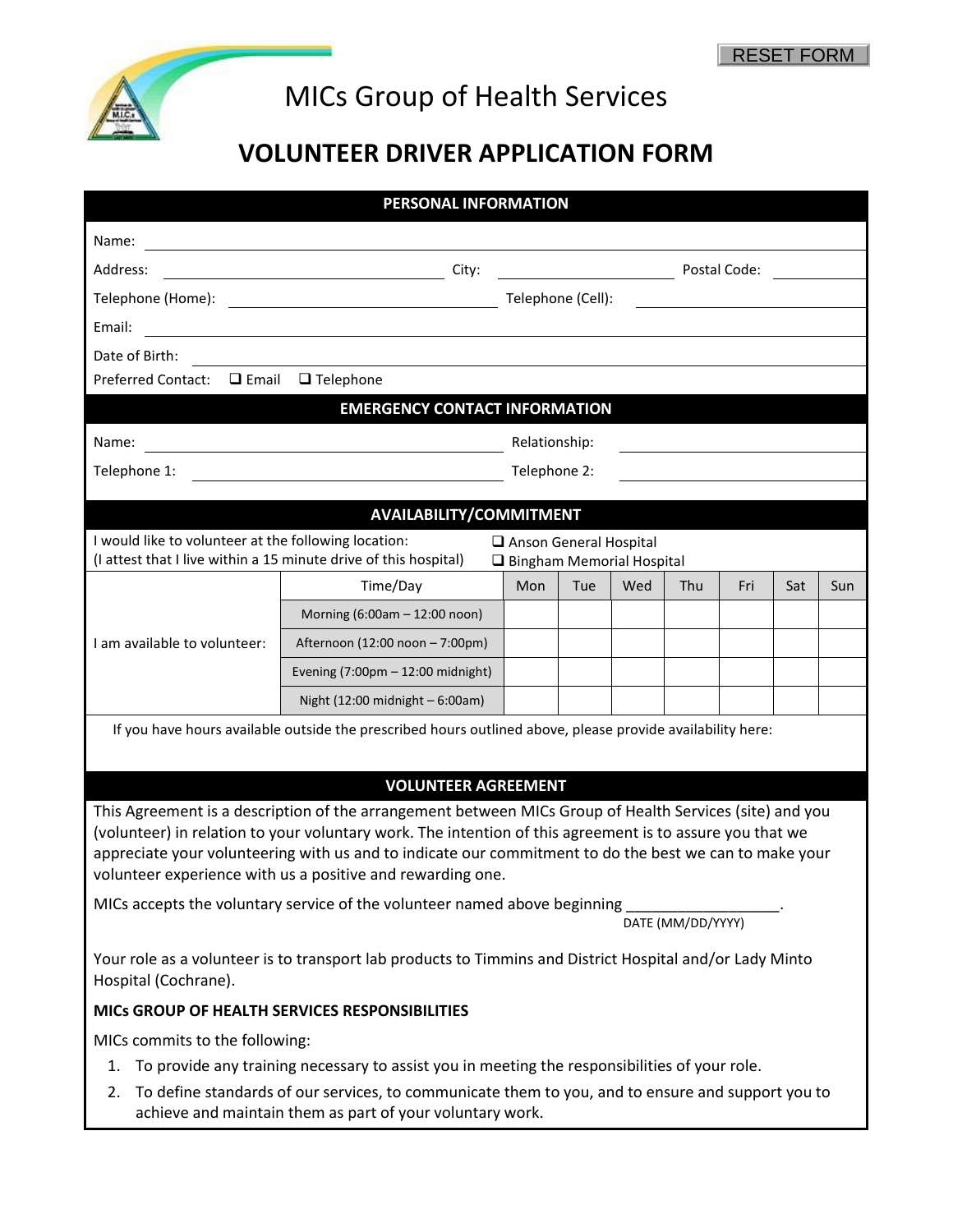# MICs Group of Health Services

## VOLUNTEER DRIVER APPLICATION FORM

### PERSONAL INFORMATION

Name: ______________________________________________

Address: ______________________ City: ______________________ Postal Code: __________

Telephone (Home): ______________________ Telephone (Cell): ______________________

Email: ______________________________________________

Date of Birth: ______________________________________________

Preferred Contact: ❑ Email ❑ Telephone

### EMERGENCY CONTACT INFORMATION

Name: ______________________ Relationship: ______________________

Telephone 1: ______________________ Telephone 2: ______________________

### AVAILABILITY/COMMITMENT

I would like to volunteer at the following location:
(I attest that I live within a 15 minute drive of this hospital)

❑ Anson General Hospital
❑ Bingham Memorial Hospital

| | Time/Day | Mon | Tue | Wed | Thu | Fri | Sat | Sun |
|---|---|---|---|---|---|---|---|---|
| I am available to volunteer: | Morning (6:00am – 12:00 noon) | | | | | | | |
| | Afternoon (12:00 noon – 7:00pm) | | | | | | | |
| | Evening (7:00pm – 12:00 midnight) | | | | | | | |
| | Night (12:00 midnight – 6:00am) | | | | | | | |

If you have hours available outside the prescribed hours outlined above, please provide availability here:

### VOLUNTEER AGREEMENT

This Agreement is a description of the arrangement between MICs Group of Health Services (site) and you (volunteer) in relation to your voluntary work. The intention of this agreement is to assure you that we appreciate your volunteering with us and to indicate our commitment to do the best we can to make your volunteer experience with us a positive and rewarding one.

MICs accepts the voluntary service of the volunteer named above beginning __________________.
DATE (MM/DD/YYYY)

Your role as a volunteer is to transport lab products to Timmins and District Hospital and/or Lady Minto Hospital (Cochrane).

**MICs GROUP OF HEALTH SERVICES RESPONSIBILITIES**

MICs commits to the following:

1. To provide any training necessary to assist you in meeting the responsibilities of your role.
2. To define standards of our services, to communicate them to you, and to ensure and support you to achieve and maintain them as part of your voluntary work.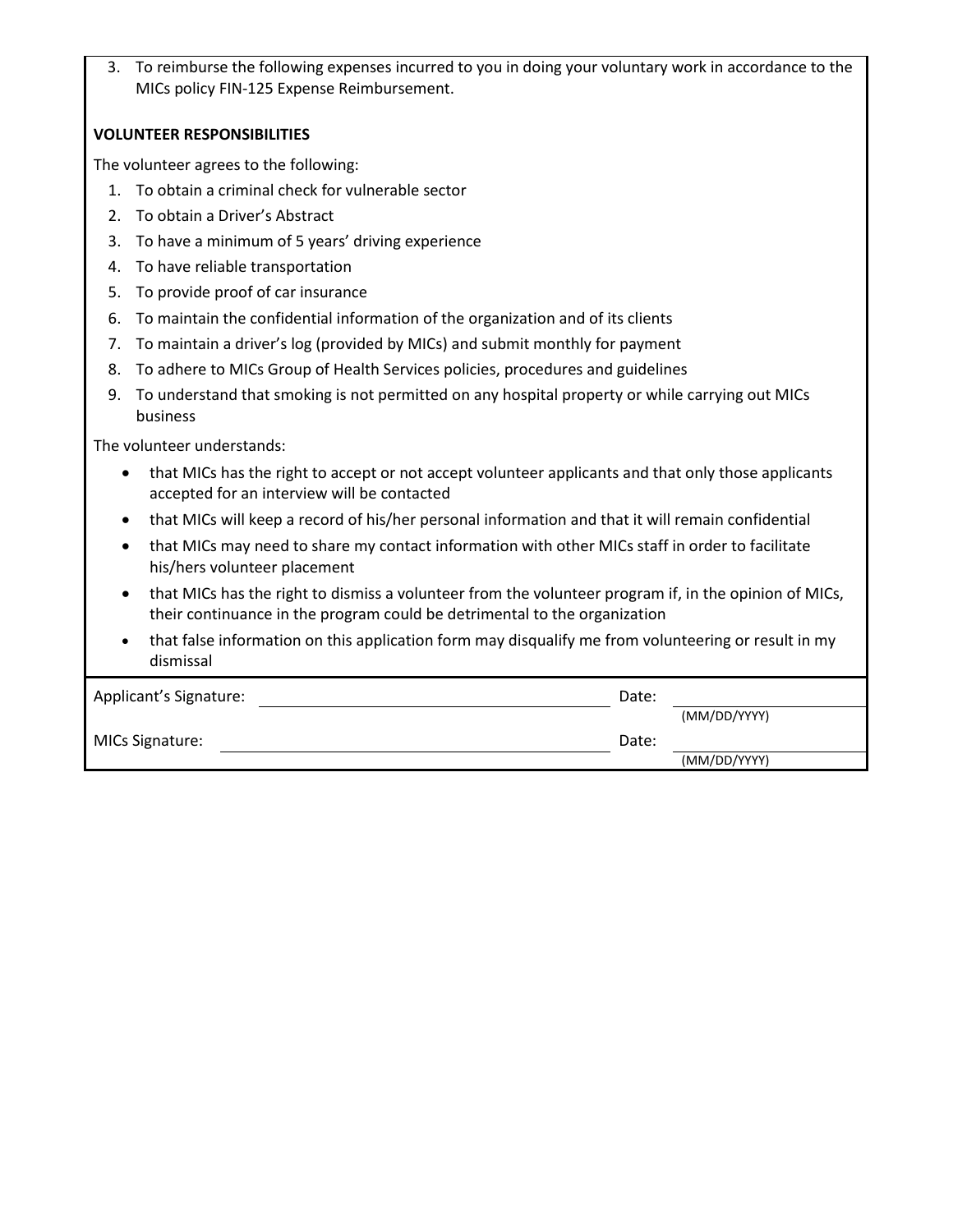3. To reimburse the following expenses incurred to you in doing your voluntary work in accordance to the MICs policy FIN-125 Expense Reimbursement.

**VOLUNTEER RESPONSIBILITIES**

The volunteer agrees to the following:

1. To obtain a criminal check for vulnerable sector
2. To obtain a Driver's Abstract
3. To have a minimum of 5 years' driving experience
4. To have reliable transportation
5. To provide proof of car insurance
6. To maintain the confidential information of the organization and of its clients
7. To maintain a driver's log (provided by MICs) and submit monthly for payment
8. To adhere to MICs Group of Health Services policies, procedures and guidelines
9. To understand that smoking is not permitted on any hospital property or while carrying out MICs business

The volunteer understands:

- that MICs has the right to accept or not accept volunteer applicants and that only those applicants accepted for an interview will be contacted
- that MICs will keep a record of his/her personal information and that it will remain confidential
- that MICs may need to share my contact information with other MICs staff in order to facilitate his/hers volunteer placement
- that MICs has the right to dismiss a volunteer from the volunteer program if, in the opinion of MICs, their continuance in the program could be detrimental to the organization
- that false information on this application form may disqualify me from volunteering or result in my dismissal

| | | | |
|---|---|---|---|
| Applicant's Signature: | | Date: | (MM/DD/YYYY) |
| MICs Signature: | | Date: | (MM/DD/YYYY) |